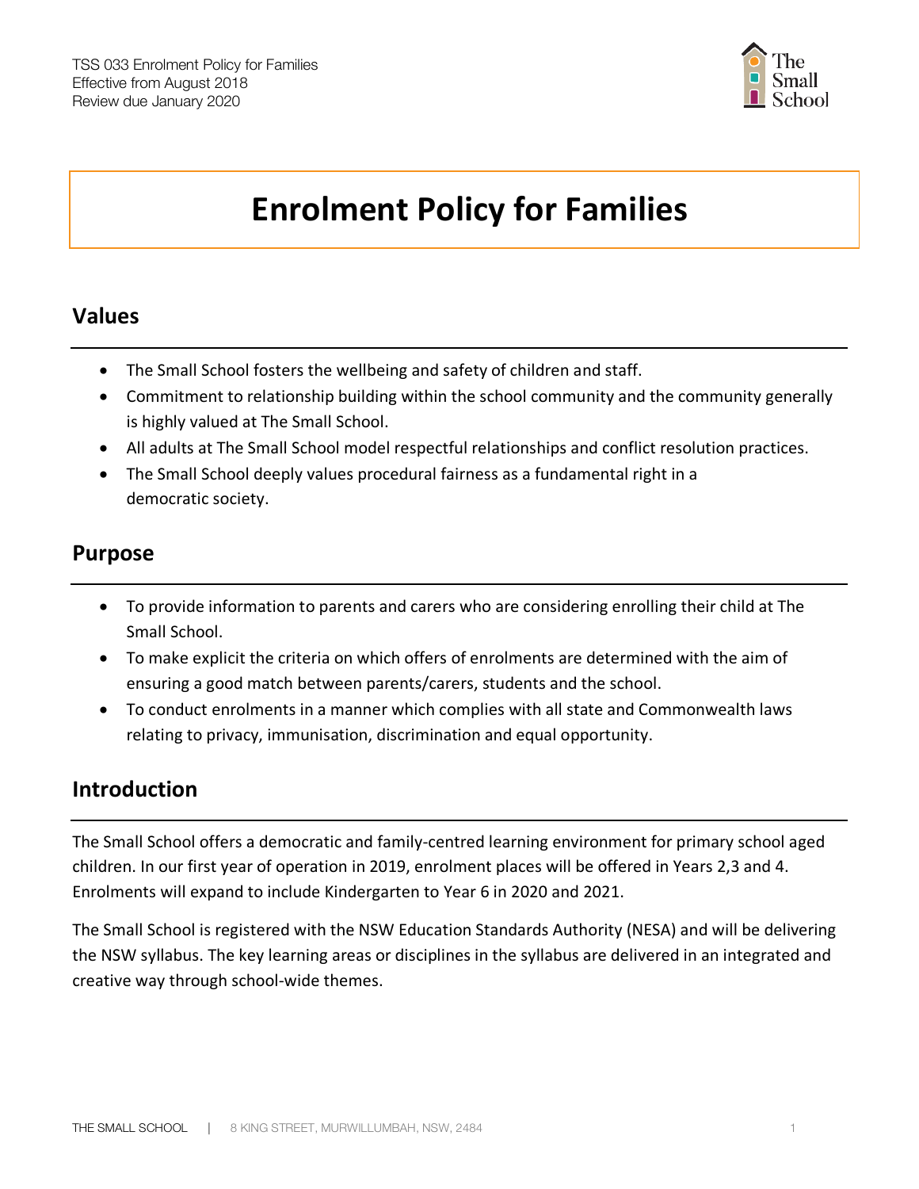TSS 033 Enrolment Policy for Families
Effective from August 2018
Review due January 2020

# Enrolment Policy for Families

## Values

- The Small School fosters the wellbeing and safety of children and staff.
- Commitment to relationship building within the school community and the community generally is highly valued at The Small School.
- All adults at The Small School model respectful relationships and conflict resolution practices.
- The Small School deeply values procedural fairness as a fundamental right in a democratic society.

## Purpose

- To provide information to parents and carers who are considering enrolling their child at The Small School.
- To make explicit the criteria on which offers of enrolments are determined with the aim of ensuring a good match between parents/carers, students and the school.
- To conduct enrolments in a manner which complies with all state and Commonwealth laws relating to privacy, immunisation, discrimination and equal opportunity.

## Introduction

The Small School offers a democratic and family-centred learning environment for primary school aged children. In our first year of operation in 2019, enrolment places will be offered in Years 2,3 and 4. Enrolments will expand to include Kindergarten to Year 6 in 2020 and 2021.

The Small School is registered with the NSW Education Standards Authority (NESA) and will be delivering the NSW syllabus. The key learning areas or disciplines in the syllabus are delivered in an integrated and creative way through school-wide themes.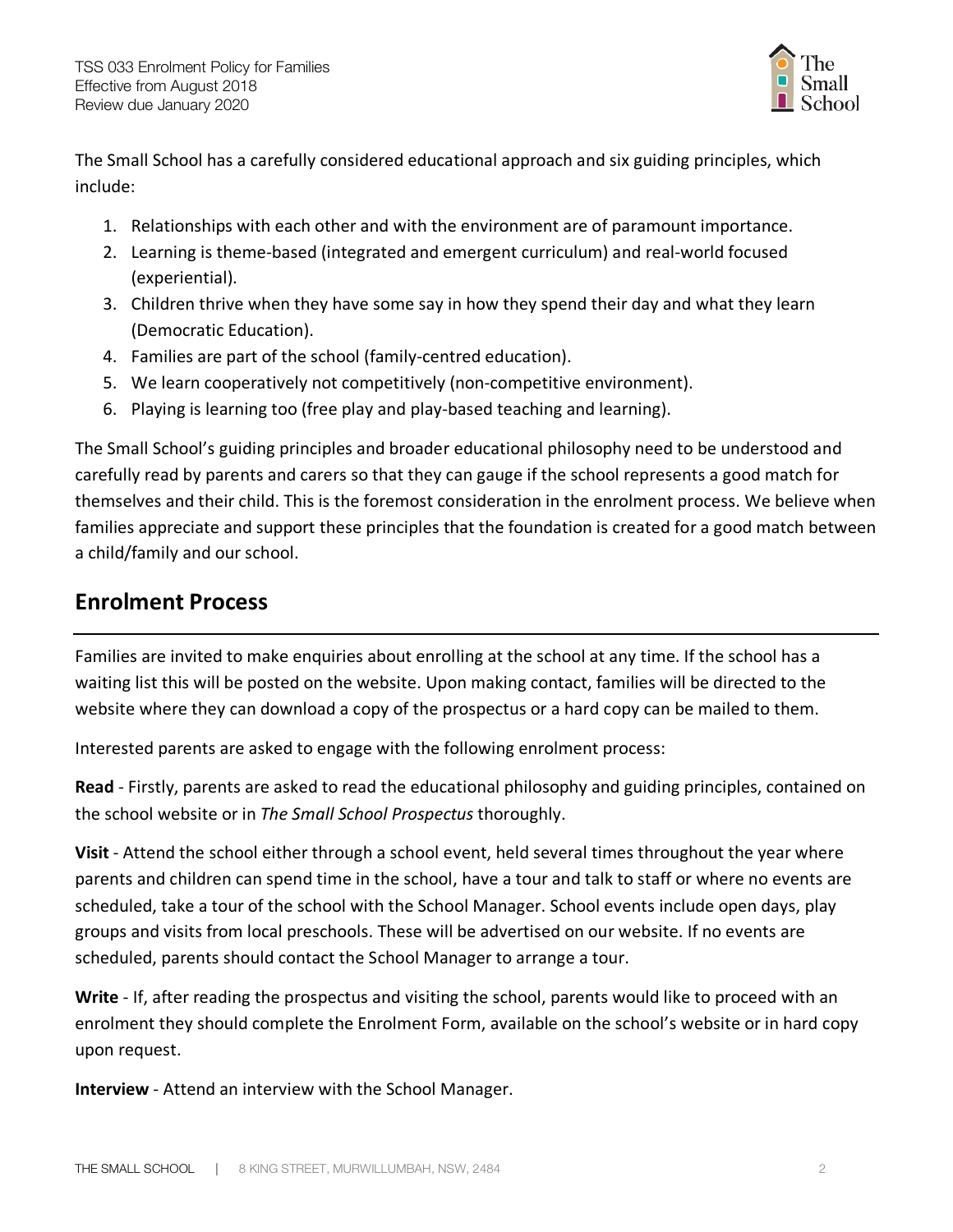The Small School has a carefully considered educational approach and six guiding principles, which include:

1. Relationships with each other and with the environment are of paramount importance.
2. Learning is theme-based (integrated and emergent curriculum) and real-world focused (experiential).
3. Children thrive when they have some say in how they spend their day and what they learn (Democratic Education).
4. Families are part of the school (family-centred education).
5. We learn cooperatively not competitively (non-competitive environment).
6. Playing is learning too (free play and play-based teaching and learning).

The Small School's guiding principles and broader educational philosophy need to be understood and carefully read by parents and carers so that they can gauge if the school represents a good match for themselves and their child. This is the foremost consideration in the enrolment process. We believe when families appreciate and support these principles that the foundation is created for a good match between a child/family and our school.

## Enrolment Process

Families are invited to make enquiries about enrolling at the school at any time. If the school has a waiting list this will be posted on the website. Upon making contact, families will be directed to the website where they can download a copy of the prospectus or a hard copy can be mailed to them.

Interested parents are asked to engage with the following enrolment process:

**Read** - Firstly, parents are asked to read the educational philosophy and guiding principles, contained on the school website or in *The Small School Prospectus* thoroughly.

**Visit** - Attend the school either through a school event, held several times throughout the year where parents and children can spend time in the school, have a tour and talk to staff or where no events are scheduled, take a tour of the school with the School Manager. School events include open days, play groups and visits from local preschools. These will be advertised on our website. If no events are scheduled, parents should contact the School Manager to arrange a tour.

**Write** - If, after reading the prospectus and visiting the school, parents would like to proceed with an enrolment they should complete the Enrolment Form, available on the school's website or in hard copy upon request.

**Interview** - Attend an interview with the School Manager.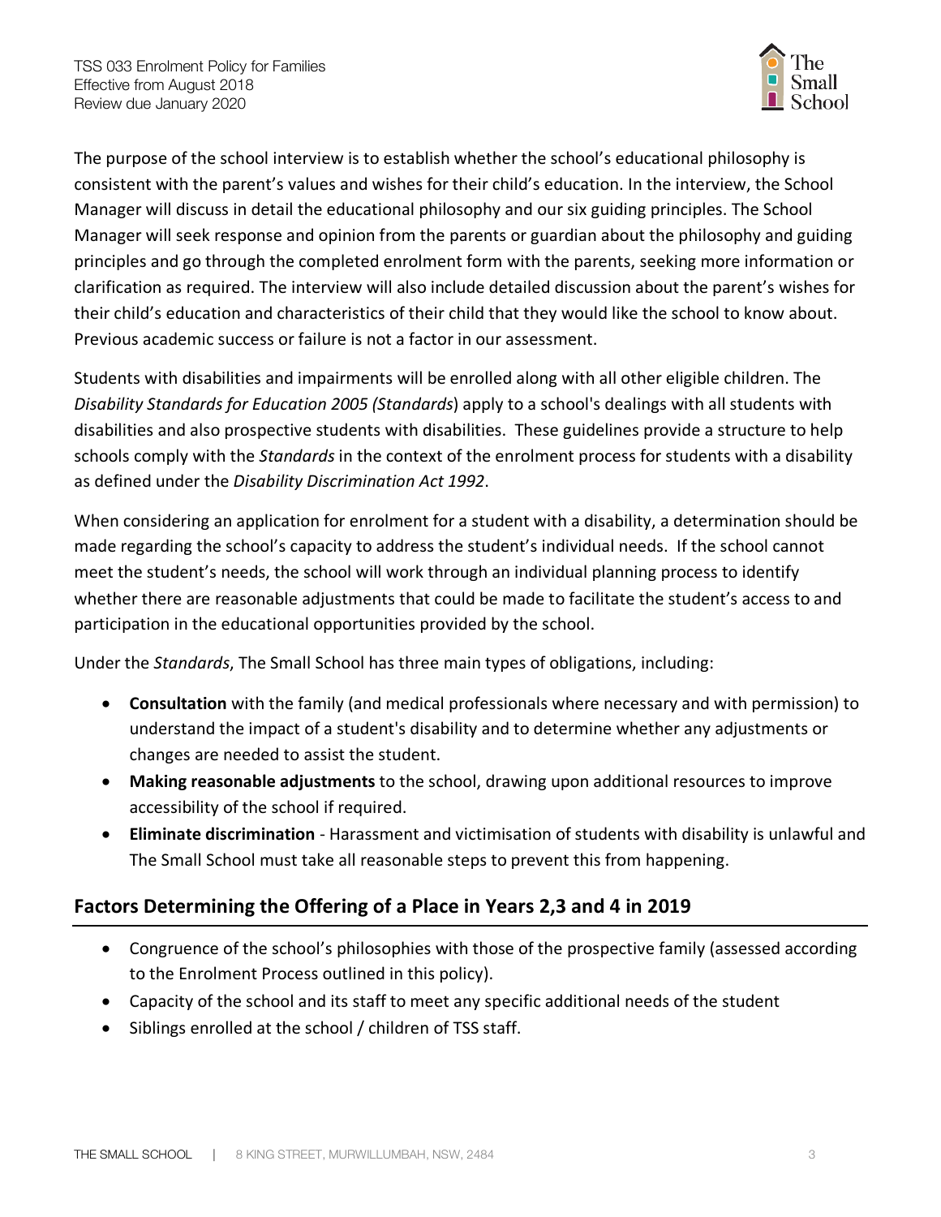The purpose of the school interview is to establish whether the school's educational philosophy is consistent with the parent's values and wishes for their child's education. In the interview, the School Manager will discuss in detail the educational philosophy and our six guiding principles. The School Manager will seek response and opinion from the parents or guardian about the philosophy and guiding principles and go through the completed enrolment form with the parents, seeking more information or clarification as required. The interview will also include detailed discussion about the parent's wishes for their child's education and characteristics of their child that they would like the school to know about. Previous academic success or failure is not a factor in our assessment.

Students with disabilities and impairments will be enrolled along with all other eligible children. The *Disability Standards for Education 2005 (Standards*) apply to a school's dealings with all students with disabilities and also prospective students with disabilities. These guidelines provide a structure to help schools comply with the *Standards* in the context of the enrolment process for students with a disability as defined under the *Disability Discrimination Act 1992*.

When considering an application for enrolment for a student with a disability, a determination should be made regarding the school's capacity to address the student's individual needs. If the school cannot meet the student's needs, the school will work through an individual planning process to identify whether there are reasonable adjustments that could be made to facilitate the student's access to and participation in the educational opportunities provided by the school.

Under the *Standards*, The Small School has three main types of obligations, including:

- **Consultation** with the family (and medical professionals where necessary and with permission) to understand the impact of a student's disability and to determine whether any adjustments or changes are needed to assist the student.
- **Making reasonable adjustments** to the school, drawing upon additional resources to improve accessibility of the school if required.
- **Eliminate discrimination** - Harassment and victimisation of students with disability is unlawful and The Small School must take all reasonable steps to prevent this from happening.

## Factors Determining the Offering of a Place in Years 2,3 and 4 in 2019

- Congruence of the school's philosophies with those of the prospective family (assessed according to the Enrolment Process outlined in this policy).
- Capacity of the school and its staff to meet any specific additional needs of the student
- Siblings enrolled at the school / children of TSS staff.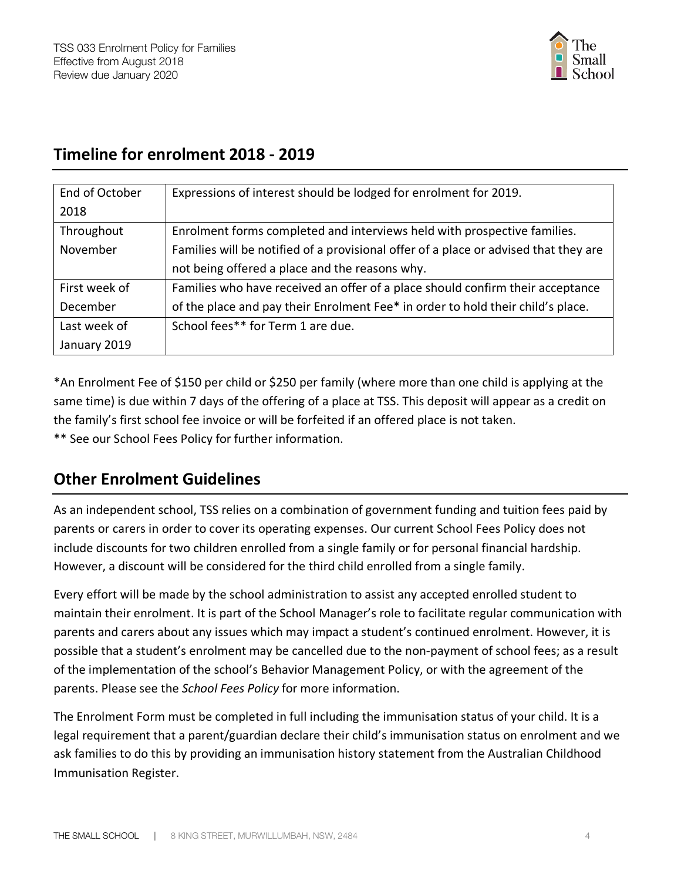## Timeline for enrolment 2018 - 2019

| | |
|---|---|
| End of October 2018 | Expressions of interest should be lodged for enrolment for 2019. |
| Throughout November | Enrolment forms completed and interviews held with prospective families. Families will be notified of a provisional offer of a place or advised that they are not being offered a place and the reasons why. |
| First week of December | Families who have received an offer of a place should confirm their acceptance of the place and pay their Enrolment Fee* in order to hold their child's place. |
| Last week of January 2019 | School fees** for Term 1 are due. |

*An Enrolment Fee of $150 per child or $250 per family (where more than one child is applying at the same time) is due within 7 days of the offering of a place at TSS. This deposit will appear as a credit on the family's first school fee invoice or will be forfeited if an offered place is not taken.

** See our School Fees Policy for further information.

## Other Enrolment Guidelines

As an independent school, TSS relies on a combination of government funding and tuition fees paid by parents or carers in order to cover its operating expenses. Our current School Fees Policy does not include discounts for two children enrolled from a single family or for personal financial hardship. However, a discount will be considered for the third child enrolled from a single family.

Every effort will be made by the school administration to assist any accepted enrolled student to maintain their enrolment. It is part of the School Manager's role to facilitate regular communication with parents and carers about any issues which may impact a student's continued enrolment. However, it is possible that a student's enrolment may be cancelled due to the non-payment of school fees; as a result of the implementation of the school's Behavior Management Policy, or with the agreement of the parents. Please see the *School Fees Policy* for more information.

The Enrolment Form must be completed in full including the immunisation status of your child. It is a legal requirement that a parent/guardian declare their child's immunisation status on enrolment and we ask families to do this by providing an immunisation history statement from the Australian Childhood Immunisation Register.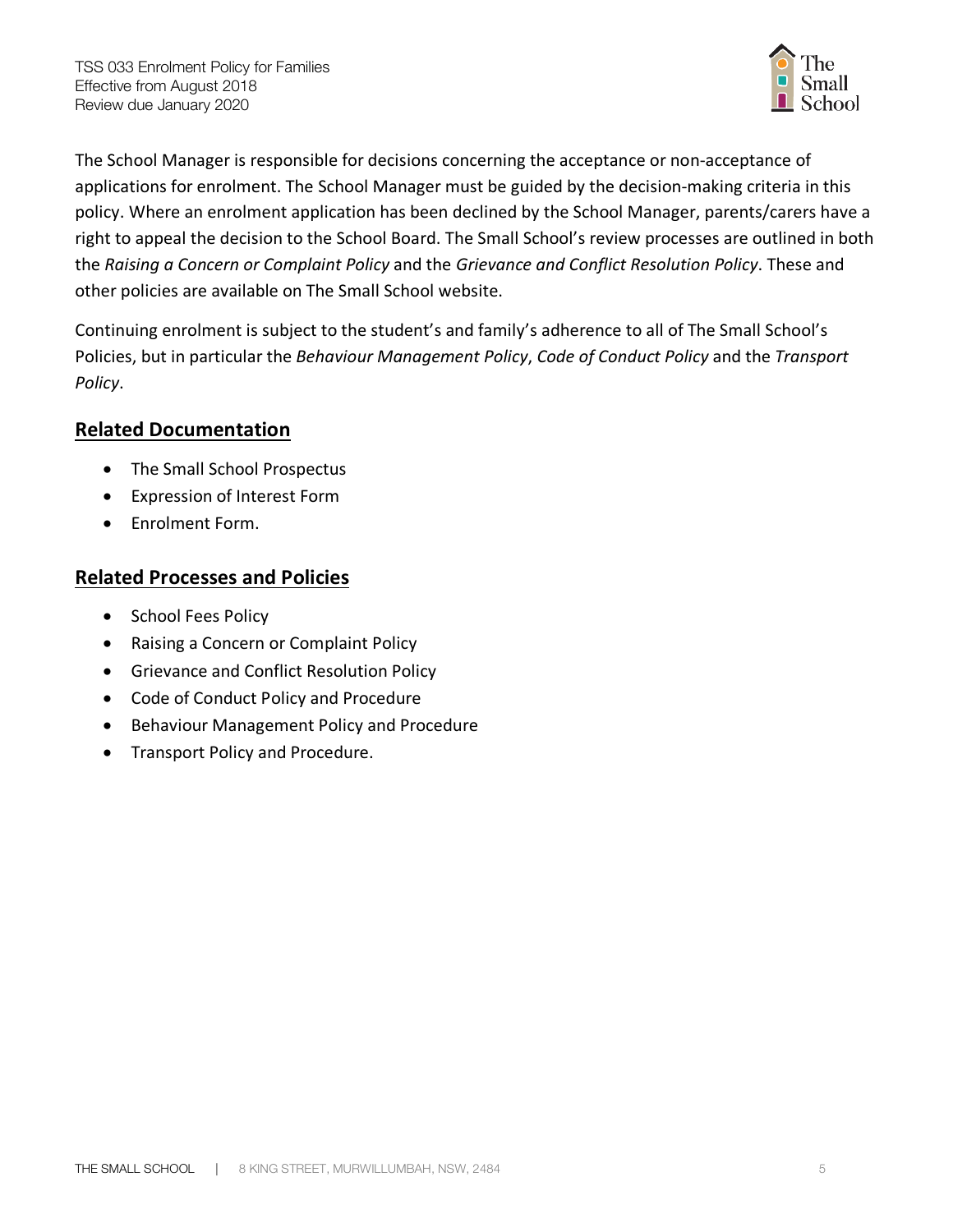The School Manager is responsible for decisions concerning the acceptance or non-acceptance of applications for enrolment. The School Manager must be guided by the decision-making criteria in this policy. Where an enrolment application has been declined by the School Manager, parents/carers have a right to appeal the decision to the School Board. The Small School's review processes are outlined in both the *Raising a Concern or Complaint Policy* and the *Grievance and Conflict Resolution Policy*. These and other policies are available on The Small School website.

Continuing enrolment is subject to the student's and family's adherence to all of The Small School's Policies, but in particular the *Behaviour Management Policy*, *Code of Conduct Policy* and the *Transport Policy*.

## Related Documentation

- The Small School Prospectus
- Expression of Interest Form
- Enrolment Form.

## Related Processes and Policies

- School Fees Policy
- Raising a Concern or Complaint Policy
- Grievance and Conflict Resolution Policy
- Code of Conduct Policy and Procedure
- Behaviour Management Policy and Procedure
- Transport Policy and Procedure.